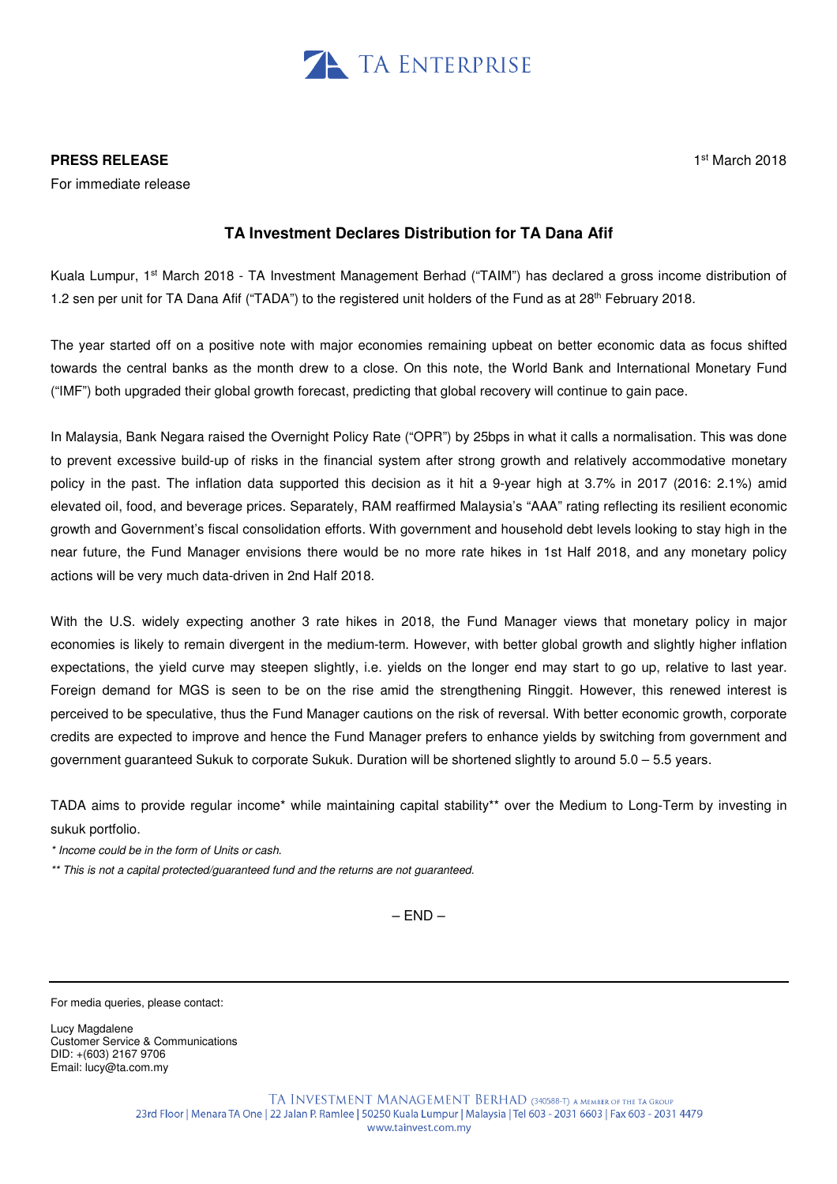TA ENTERPRISE

**PRESS RELEASE**

For immediate release

1st March 2018

## TA Investment Declares Distribution for TA Dana Afif

Kuala Lumpur, 1st March 2018 - TA Investment Management Berhad ("TAIM") has declared a gross income distribution of 1.2 sen per unit for TA Dana Afif ("TADA") to the registered unit holders of the Fund as at 28th February 2018.

The year started off on a positive note with major economies remaining upbeat on better economic data as focus shifted towards the central banks as the month drew to a close. On this note, the World Bank and International Monetary Fund ("IMF") both upgraded their global growth forecast, predicting that global recovery will continue to gain pace.

In Malaysia, Bank Negara raised the Overnight Policy Rate ("OPR") by 25bps in what it calls a normalisation. This was done to prevent excessive build-up of risks in the financial system after strong growth and relatively accommodative monetary policy in the past. The inflation data supported this decision as it hit a 9-year high at 3.7% in 2017 (2016: 2.1%) amid elevated oil, food, and beverage prices. Separately, RAM reaffirmed Malaysia's "AAA" rating reflecting its resilient economic growth and Government's fiscal consolidation efforts. With government and household debt levels looking to stay high in the near future, the Fund Manager envisions there would be no more rate hikes in 1st Half 2018, and any monetary policy actions will be very much data-driven in 2nd Half 2018.

With the U.S. widely expecting another 3 rate hikes in 2018, the Fund Manager views that monetary policy in major economies is likely to remain divergent in the medium-term. However, with better global growth and slightly higher inflation expectations, the yield curve may steepen slightly, i.e. yields on the longer end may start to go up, relative to last year. Foreign demand for MGS is seen to be on the rise amid the strengthening Ringgit. However, this renewed interest is perceived to be speculative, thus the Fund Manager cautions on the risk of reversal. With better economic growth, corporate credits are expected to improve and hence the Fund Manager prefers to enhance yields by switching from government and government guaranteed Sukuk to corporate Sukuk. Duration will be shortened slightly to around 5.0 – 5.5 years.

TADA aims to provide regular income* while maintaining capital stability** over the Medium to Long-Term by investing in sukuk portfolio.

*\* Income could be in the form of Units or cash.*

*\*\* This is not a capital protected/guaranteed fund and the returns are not guaranteed.*

– END –

---

For media queries, please contact:

Lucy Magdalene
Customer Service & Communications
DID: +(603) 2167 9706
Email: lucy@ta.com.my

TA INVESTMENT MANAGEMENT BERHAD (340588-T) A MEMBER OF THE TA GROUP
23rd Floor | Menara TA One | 22 Jalan P. Ramlee | 50250 Kuala Lumpur | Malaysia | Tel 603 - 2031 6603 | Fax 603 - 2031 4479
www.tainvest.com.my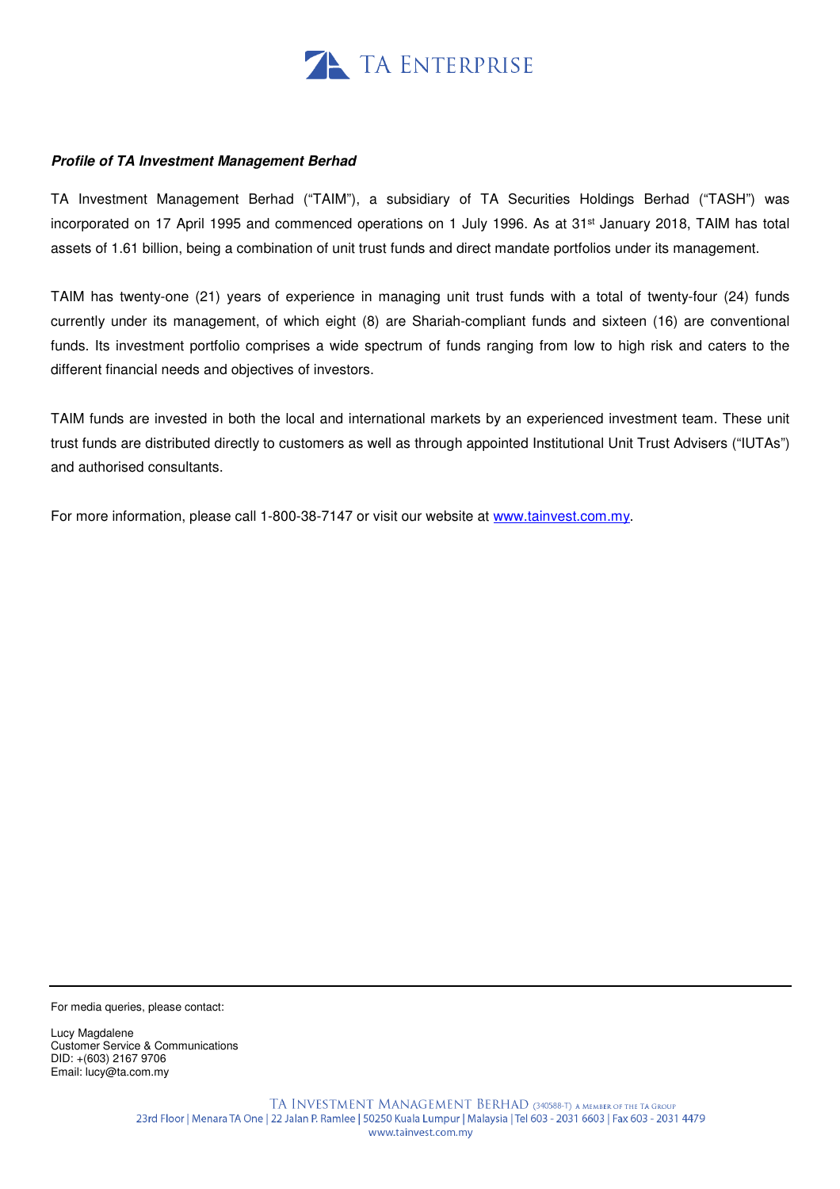***Profile of TA Investment Management Berhad***

TA Investment Management Berhad ("TAIM"), a subsidiary of TA Securities Holdings Berhad ("TASH") was incorporated on 17 April 1995 and commenced operations on 1 July 1996. As at 31st January 2018, TAIM has total assets of 1.61 billion, being a combination of unit trust funds and direct mandate portfolios under its management.

TAIM has twenty-one (21) years of experience in managing unit trust funds with a total of twenty-four (24) funds currently under its management, of which eight (8) are Shariah-compliant funds and sixteen (16) are conventional funds. Its investment portfolio comprises a wide spectrum of funds ranging from low to high risk and caters to the different financial needs and objectives of investors.

TAIM funds are invested in both the local and international markets by an experienced investment team. These unit trust funds are distributed directly to customers as well as through appointed Institutional Unit Trust Advisers ("IUTAs") and authorised consultants.

For more information, please call 1-800-38-7147 or visit our website at www.tainvest.com.my.

---

For media queries, please contact:

Lucy Magdalene
Customer Service & Communications
DID: +(603) 2167 9706
Email: lucy@ta.com.my